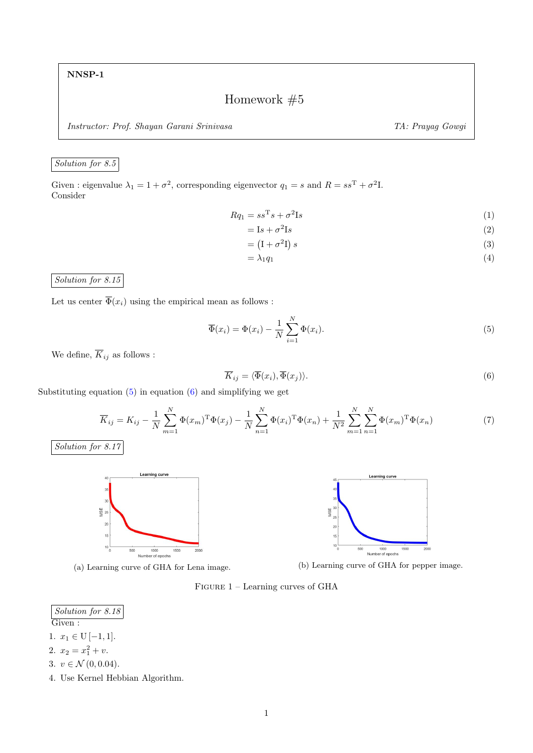NNSP-1

# Homework #5

*Instructor: Prof. Shayan Garani Srinivasa* *TA: Prayag Gowgi*

*Solution for 8.5*

Given : eigenvalue $\lambda_1 = 1 + \sigma^2$, corresponding eigenvector $q_1 = s$ and $R = ss^{\mathrm{T}} + \sigma^2 \mathrm{I}$.
Consider

$$
\begin{aligned}
Rq_1 &= ss^{\mathrm{T}}s + \sigma^2 \mathrm{I}s && (1)\\
&= \mathrm{I}s + \sigma^2 \mathrm{I}s && (2)\\
&= \left(\mathrm{I} + \sigma^2 \mathrm{I}\right) s && (3)\\
&= \lambda_1 q_1 && (4)
\end{aligned}
$$

*Solution for 8.15*

Let us center $\overline{\Phi}(x_i)$ using the empirical mean as follows :

$$
\overline{\Phi}(x_i) = \Phi(x_i) - \frac{1}{N}\sum_{i=1}^{N} \Phi(x_i). \tag{5}
$$

We define, $\overline{K}_{ij}$ as follows :

$$
\overline{K}_{ij} = \langle \overline{\Phi}(x_i), \overline{\Phi}(x_j) \rangle. \tag{6}
$$

Substituting equation (5) in equation (6) and simplifying we get

$$
\overline{K}_{ij} = K_{ij} - \frac{1}{N}\sum_{m=1}^{N} \Phi(x_m)^{\mathrm{T}}\Phi(x_j) - \frac{1}{N}\sum_{n=1}^{N} \Phi(x_i)^{\mathrm{T}}\Phi(x_n) + \frac{1}{N^2}\sum_{m=1}^{N}\sum_{n=1}^{N} \Phi(x_m)^{\mathrm{T}}\Phi(x_n) \tag{7}
$$

*Solution for 8.17*

(a) Learning curve of GHA for Lena image.

(b) Learning curve of GHA for pepper image.

FIGURE 1 – Learning curves of GHA

*Solution for 8.18*

Given :

1. $x_1 \in \mathrm{U}\left[-1, 1\right]$.
2. $x_2 = x_1^2 + v$.
3. $v \in \mathcal{N}\left(0, 0.04\right)$.
4. Use Kernel Hebbian Algorithm.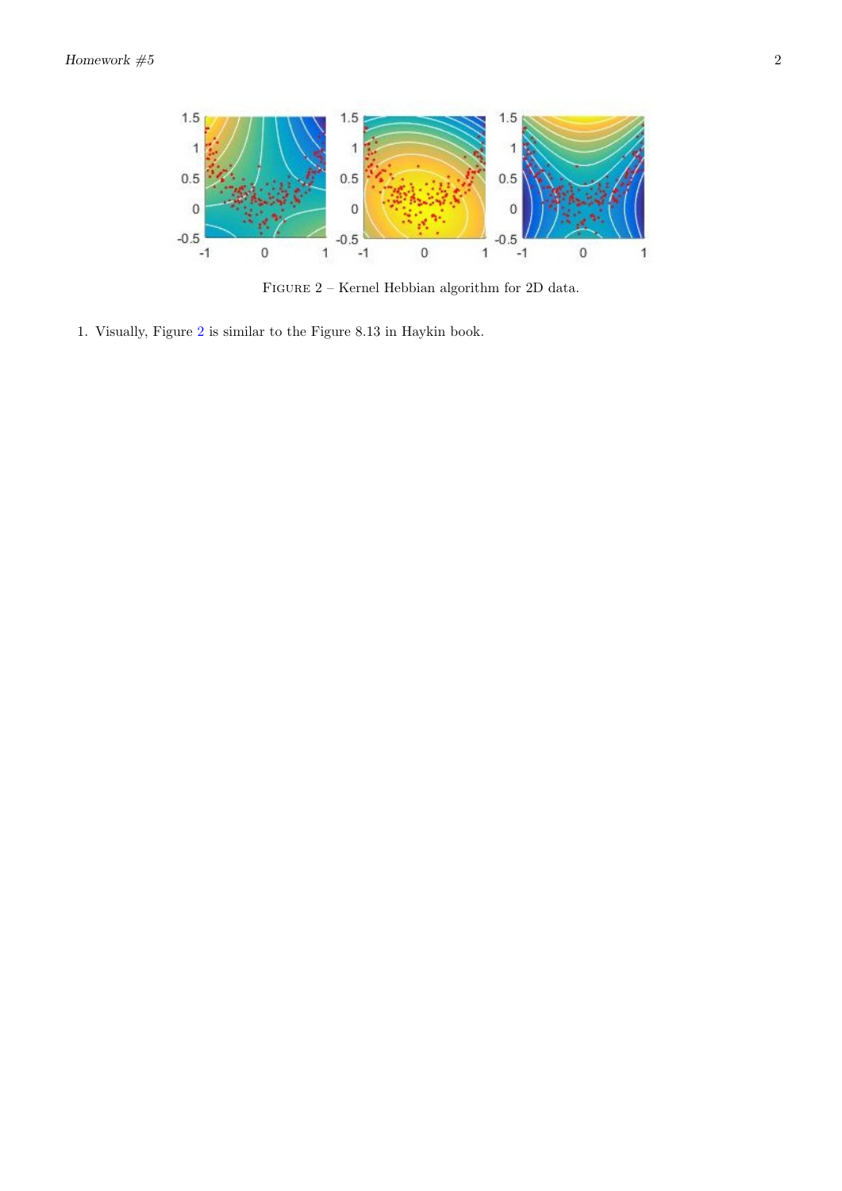1.5
1
0.5
0
-0.5
-1 0 1

1.5
1
0.5
0
-0.5
-1 0 1

1.5
1
0.5
0
-0.5
-1 0 1

FIGURE 2 – Kernel Hebbian algorithm for 2D data.

1. Visually, Figure 2 is similar to the Figure 8.13 in Haykin book.